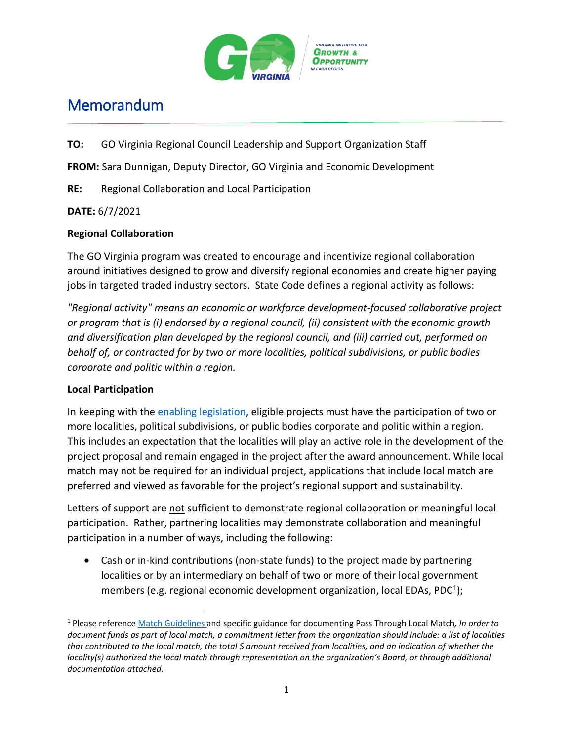# Memorandum

**TO:** GO Virginia Regional Council Leadership and Support Organization Staff

**FROM:** Sara Dunnigan, Deputy Director, GO Virginia and Economic Development

**RE:** Regional Collaboration and Local Participation

**DATE:** 6/7/2021

**Regional Collaboration**

The GO Virginia program was created to encourage and incentivize regional collaboration around initiatives designed to grow and diversify regional economies and create higher paying jobs in targeted traded industry sectors. State Code defines a regional activity as follows:

*"Regional activity" means an economic or workforce development-focused collaborative project or program that is (i) endorsed by a regional council, (ii) consistent with the economic growth and diversification plan developed by the regional council, and (iii) carried out, performed on behalf of, or contracted for by two or more localities, political subdivisions, or public bodies corporate and politic within a region.*

**Local Participation**

In keeping with the enabling legislation, eligible projects must have the participation of two or more localities, political subdivisions, or public bodies corporate and politic within a region. This includes an expectation that the localities will play an active role in the development of the project proposal and remain engaged in the project after the award announcement. While local match may not be required for an individual project, applications that include local match are preferred and viewed as favorable for the project's regional support and sustainability.

Letters of support are not sufficient to demonstrate regional collaboration or meaningful local participation. Rather, partnering localities may demonstrate collaboration and meaningful participation in a number of ways, including the following:

- Cash or in-kind contributions (non-state funds) to the project made by partnering localities or by an intermediary on behalf of two or more of their local government members (e.g. regional economic development organization, local EDAs, PDC[1]);

[1] Please reference Match Guidelines and specific guidance for documenting Pass Through Local Match, *In order to document funds as part of local match, a commitment letter from the organization should include: a list of localities that contributed to the local match, the total $ amount received from localities, and an indication of whether the locality(s) authorized the local match through representation on the organization's Board, or through additional documentation attached.*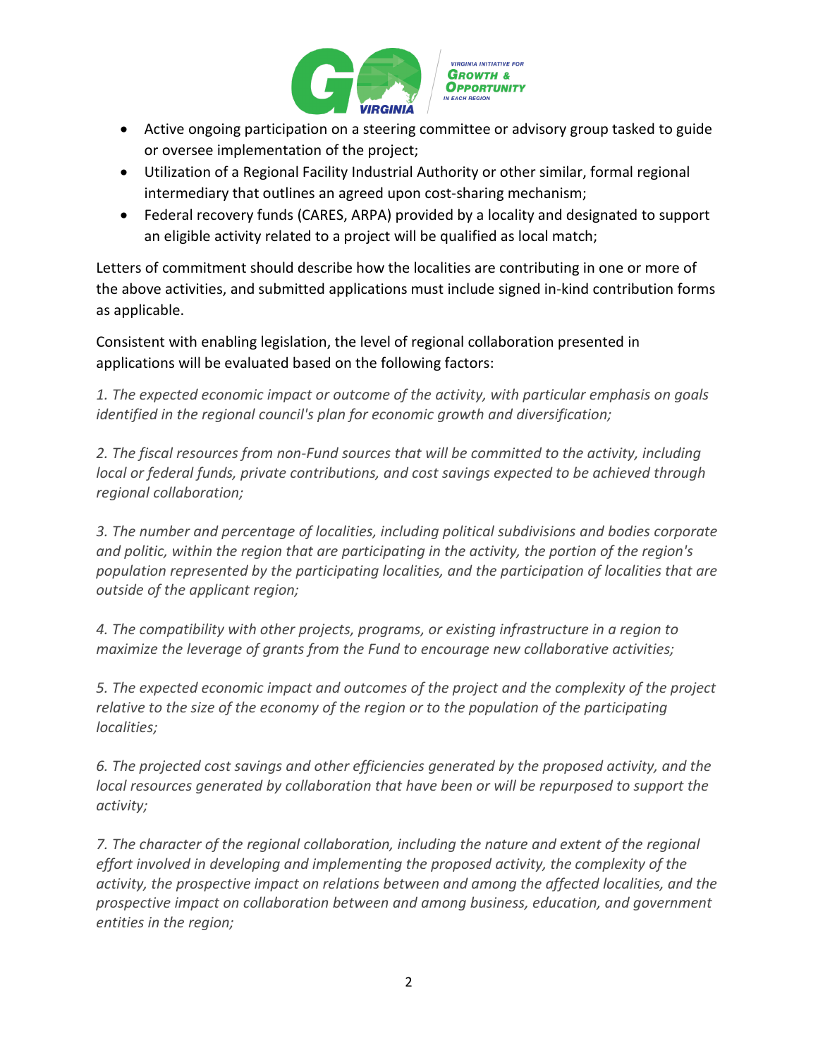- Active ongoing participation on a steering committee or advisory group tasked to guide or oversee implementation of the project;
- Utilization of a Regional Facility Industrial Authority or other similar, formal regional intermediary that outlines an agreed upon cost-sharing mechanism;
- Federal recovery funds (CARES, ARPA) provided by a locality and designated to support an eligible activity related to a project will be qualified as local match;

Letters of commitment should describe how the localities are contributing in one or more of the above activities, and submitted applications must include signed in-kind contribution forms as applicable.

Consistent with enabling legislation, the level of regional collaboration presented in applications will be evaluated based on the following factors:

*1. The expected economic impact or outcome of the activity, with particular emphasis on goals identified in the regional council's plan for economic growth and diversification;*

*2. The fiscal resources from non-Fund sources that will be committed to the activity, including local or federal funds, private contributions, and cost savings expected to be achieved through regional collaboration;*

*3. The number and percentage of localities, including political subdivisions and bodies corporate and politic, within the region that are participating in the activity, the portion of the region's population represented by the participating localities, and the participation of localities that are outside of the applicant region;*

*4. The compatibility with other projects, programs, or existing infrastructure in a region to maximize the leverage of grants from the Fund to encourage new collaborative activities;*

*5. The expected economic impact and outcomes of the project and the complexity of the project relative to the size of the economy of the region or to the population of the participating localities;*

*6. The projected cost savings and other efficiencies generated by the proposed activity, and the local resources generated by collaboration that have been or will be repurposed to support the activity;*

*7. The character of the regional collaboration, including the nature and extent of the regional effort involved in developing and implementing the proposed activity, the complexity of the activity, the prospective impact on relations between and among the affected localities, and the prospective impact on collaboration between and among business, education, and government entities in the region;*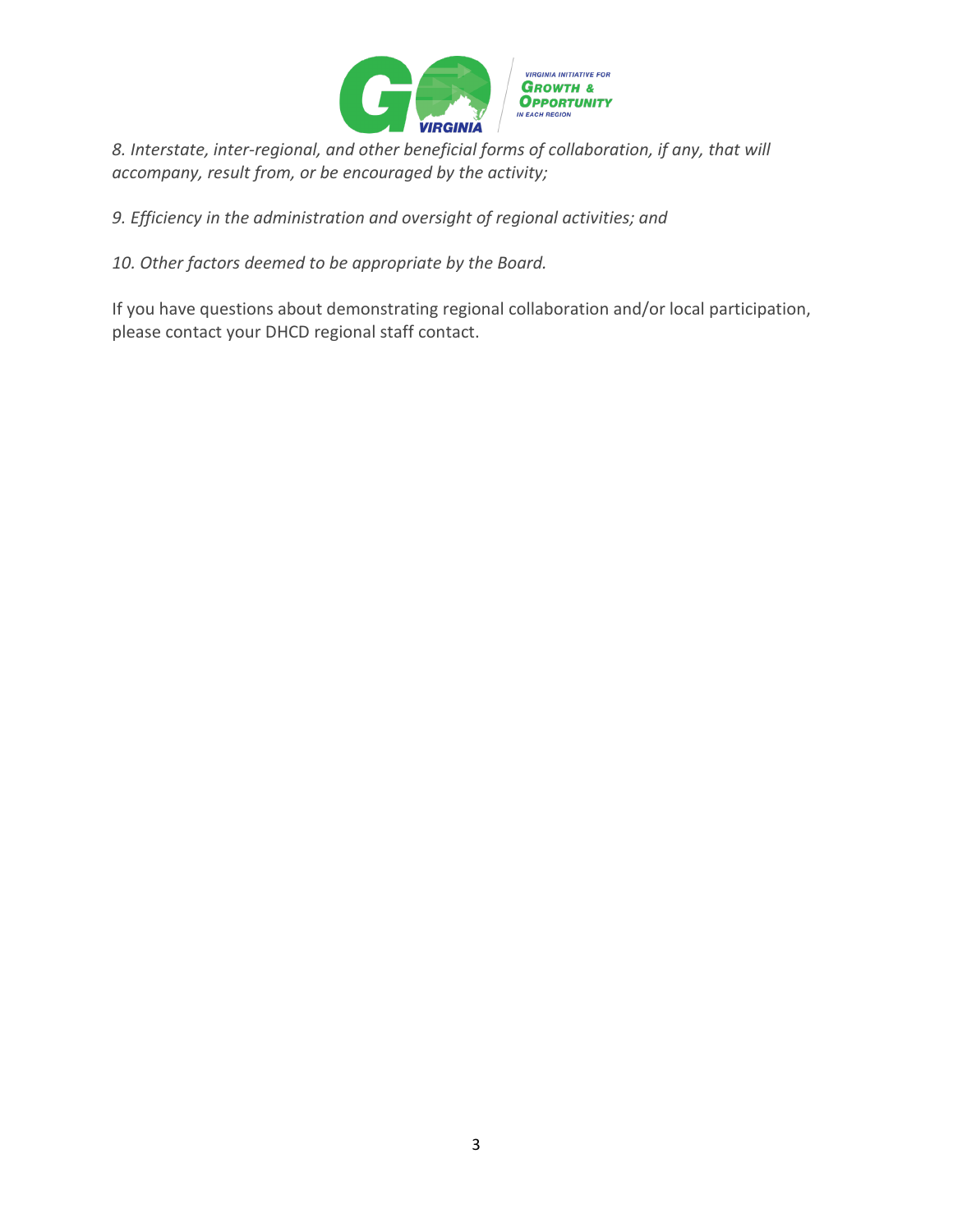*8. Interstate, inter-regional, and other beneficial forms of collaboration, if any, that will accompany, result from, or be encouraged by the activity;*

*9. Efficiency in the administration and oversight of regional activities; and*

*10. Other factors deemed to be appropriate by the Board.*

If you have questions about demonstrating regional collaboration and/or local participation, please contact your DHCD regional staff contact.